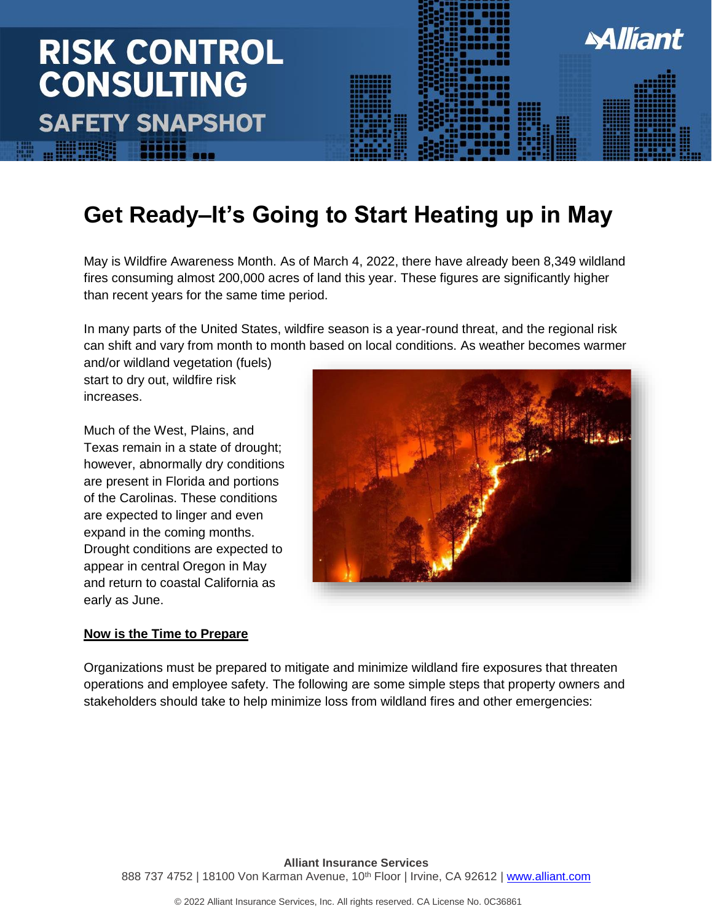# RISK CONTROL CONSULTING

## SAFETY SNAPSHOT

# Get Ready–It's Going to Start Heating up in May

May is Wildfire Awareness Month. As of March 4, 2022, there have already been 8,349 wildland fires consuming almost 200,000 acres of land this year. These figures are significantly higher than recent years for the same time period.

In many parts of the United States, wildfire season is a year-round threat, and the regional risk can shift and vary from month to month based on local conditions. As weather becomes warmer and/or wildland vegetation (fuels) start to dry out, wildfire risk increases.

Much of the West, Plains, and Texas remain in a state of drought; however, abnormally dry conditions are present in Florida and portions of the Carolinas. These conditions are expected to linger and even expand in the coming months. Drought conditions are expected to appear in central Oregon in May and return to coastal California as early as June.

**Now is the Time to Prepare**

Organizations must be prepared to mitigate and minimize wildland fire exposures that threaten operations and employee safety. The following are some simple steps that property owners and stakeholders should take to help minimize loss from wildland fires and other emergencies:

**Alliant Insurance Services**
888 737 4752 | 18100 Von Karman Avenue, 10th Floor | Irvine, CA 92612 | www.alliant.com

© 2022 Alliant Insurance Services, Inc. All rights reserved. CA License No. 0C36861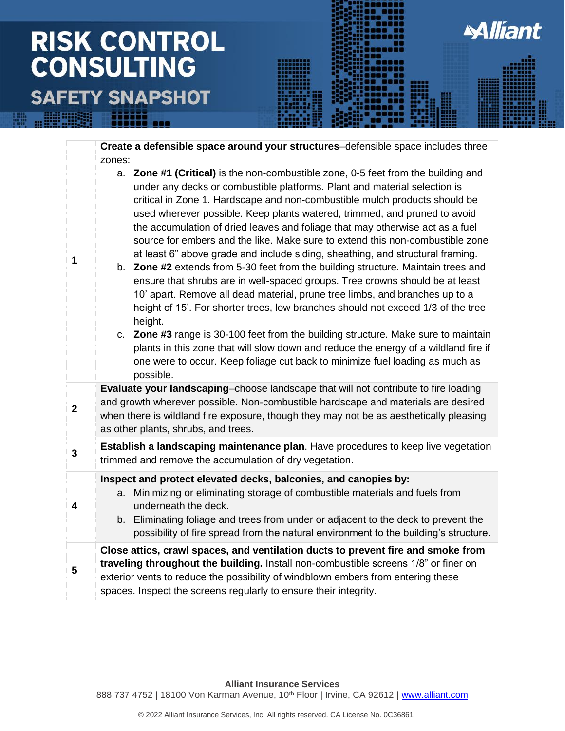| | |
|---|---|
| **1** | **Create a defensible space around your structures**–defensible space includes three zones:<br>a. **Zone #1 (Critical)** is the non-combustible zone, 0-5 feet from the building and under any decks or combustible platforms. Plant and material selection is critical in Zone 1. Hardscape and non-combustible mulch products should be used wherever possible. Keep plants watered, trimmed, and pruned to avoid the accumulation of dried leaves and foliage that may otherwise act as a fuel source for embers and the like. Make sure to extend this non-combustible zone at least 6" above grade and include siding, sheathing, and structural framing.<br>b. **Zone #2** extends from 5-30 feet from the building structure. Maintain trees and ensure that shrubs are in well-spaced groups. Tree crowns should be at least 10' apart. Remove all dead material, prune tree limbs, and branches up to a height of 15'. For shorter trees, low branches should not exceed 1/3 of the tree height.<br>c. **Zone #3** range is 30-100 feet from the building structure. Make sure to maintain plants in this zone that will slow down and reduce the energy of a wildland fire if one were to occur. Keep foliage cut back to minimize fuel loading as much as possible. |
| **2** | **Evaluate your landscaping**–choose landscape that will not contribute to fire loading and growth wherever possible. Non-combustible hardscape and materials are desired when there is wildland fire exposure, though they may not be as aesthetically pleasing as other plants, shrubs, and trees. |
| **3** | **Establish a landscaping maintenance plan**. Have procedures to keep live vegetation trimmed and remove the accumulation of dry vegetation. |
| **4** | **Inspect and protect elevated decks, balconies, and canopies by:**<br>a. Minimizing or eliminating storage of combustible materials and fuels from underneath the deck.<br>b. Eliminating foliage and trees from under or adjacent to the deck to prevent the possibility of fire spread from the natural environment to the building's structure. |
| **5** | **Close attics, crawl spaces, and ventilation ducts to prevent fire and smoke from traveling throughout the building.** Install non-combustible screens 1/8" or finer on exterior vents to reduce the possibility of windblown embers from entering these spaces. Inspect the screens regularly to ensure their integrity. |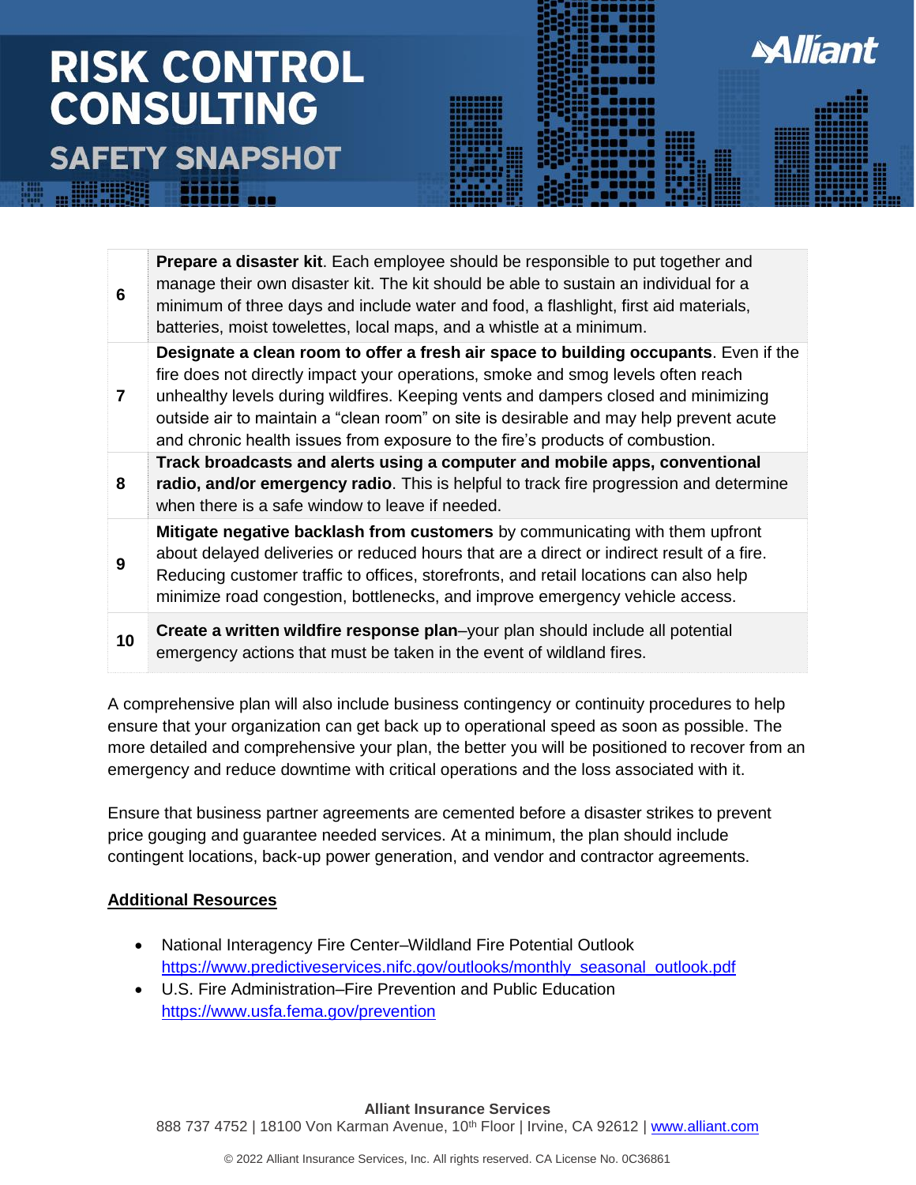| | |
|---|---|
| 6 | **Prepare a disaster kit**. Each employee should be responsible to put together and manage their own disaster kit. The kit should be able to sustain an individual for a minimum of three days and include water and food, a flashlight, first aid materials, batteries, moist towelettes, local maps, and a whistle at a minimum. |
| 7 | **Designate a clean room to offer a fresh air space to building occupants**. Even if the fire does not directly impact your operations, smoke and smog levels often reach unhealthy levels during wildfires. Keeping vents and dampers closed and minimizing outside air to maintain a "clean room" on site is desirable and may help prevent acute and chronic health issues from exposure to the fire's products of combustion. |
| 8 | **Track broadcasts and alerts using a computer and mobile apps, conventional radio, and/or emergency radio**. This is helpful to track fire progression and determine when there is a safe window to leave if needed. |
| 9 | **Mitigate negative backlash from customers** by communicating with them upfront about delayed deliveries or reduced hours that are a direct or indirect result of a fire. Reducing customer traffic to offices, storefronts, and retail locations can also help minimize road congestion, bottlenecks, and improve emergency vehicle access. |
| 10 | **Create a written wildfire response plan**–your plan should include all potential emergency actions that must be taken in the event of wildland fires. |

A comprehensive plan will also include business contingency or continuity procedures to help ensure that your organization can get back up to operational speed as soon as possible. The more detailed and comprehensive your plan, the better you will be positioned to recover from an emergency and reduce downtime with critical operations and the loss associated with it.

Ensure that business partner agreements are cemented before a disaster strikes to prevent price gouging and guarantee needed services. At a minimum, the plan should include contingent locations, back-up power generation, and vendor and contractor agreements.

## Additional Resources

- National Interagency Fire Center–Wildland Fire Potential Outlook
  https://www.predictiveservices.nifc.gov/outlooks/monthly_seasonal_outlook.pdf
- U.S. Fire Administration–Fire Prevention and Public Education
  https://www.usfa.fema.gov/prevention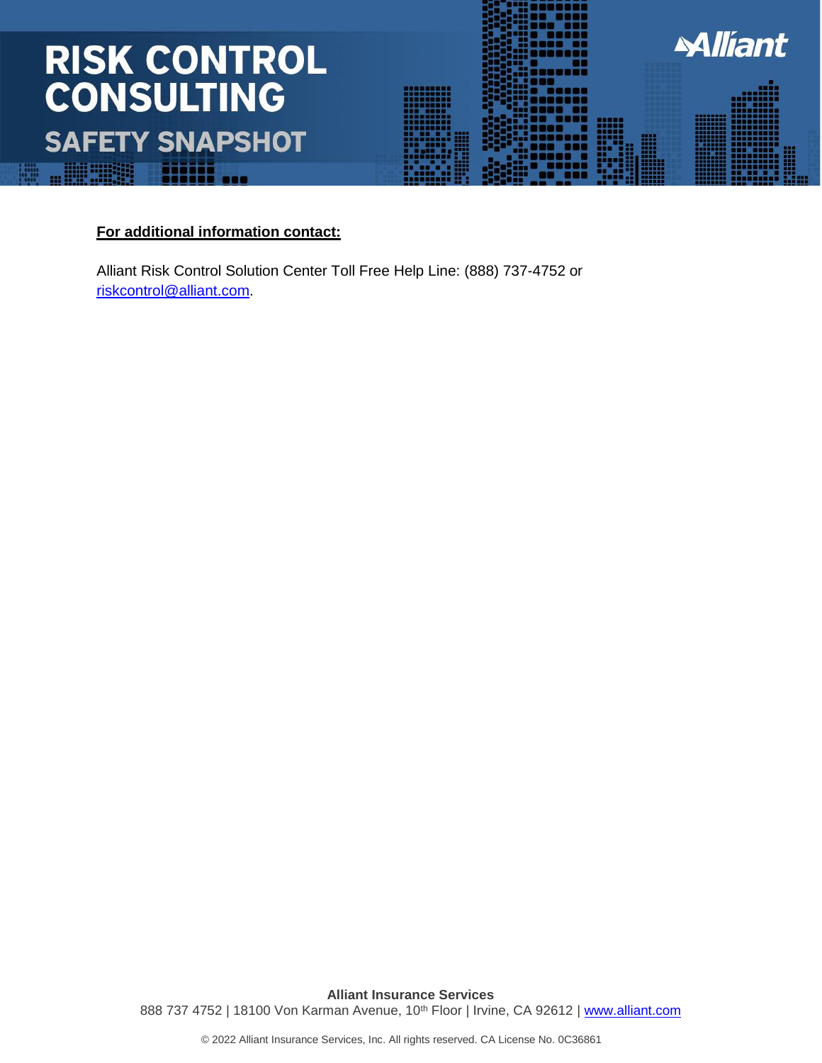**For additional information contact:**

Alliant Risk Control Solution Center Toll Free Help Line: (888) 737-4752 or riskcontrol@alliant.com.

**Alliant Insurance Services**

888 737 4752 | 18100 Von Karman Avenue, 10th Floor | Irvine, CA 92612 | www.alliant.com

© 2022 Alliant Insurance Services, Inc. All rights reserved. CA License No. 0C36861